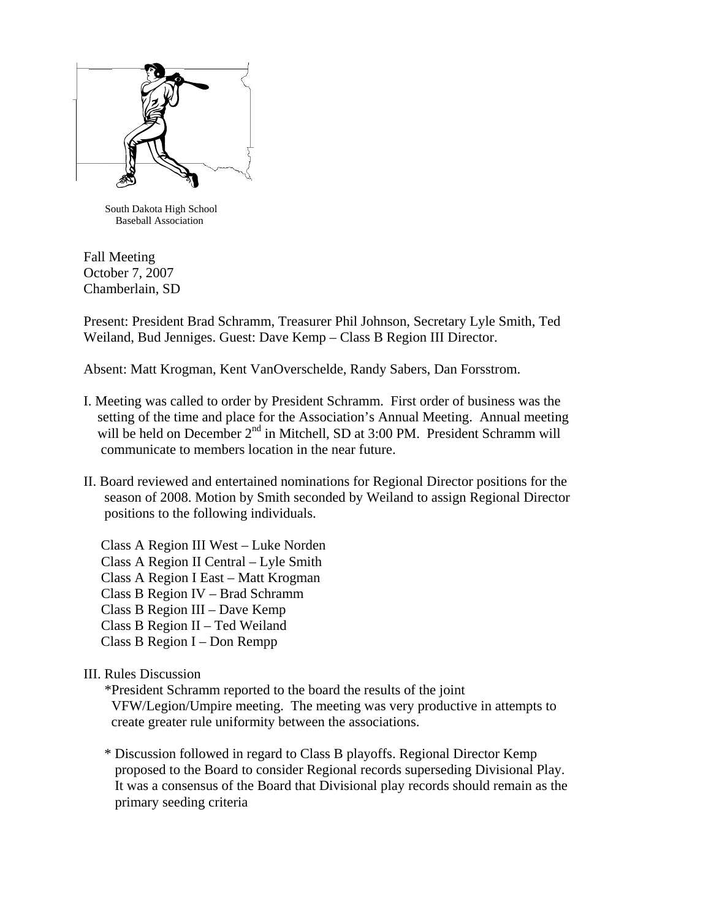South Dakota High School
Baseball Association

Fall Meeting
October 7, 2007
Chamberlain, SD

Present: President Brad Schramm, Treasurer Phil Johnson, Secretary Lyle Smith, Ted Weiland, Bud Jenniges. Guest: Dave Kemp – Class B Region III Director.

Absent: Matt Krogman, Kent VanOverschelde, Randy Sabers, Dan Forsstrom.

I. Meeting was called to order by President Schramm. First order of business was the setting of the time and place for the Association's Annual Meeting. Annual meeting will be held on December 2nd in Mitchell, SD at 3:00 PM. President Schramm will communicate to members location in the near future.

II. Board reviewed and entertained nominations for Regional Director positions for the season of 2008. Motion by Smith seconded by Weiland to assign Regional Director positions to the following individuals.

Class A Region III West – Luke Norden
Class A Region II Central – Lyle Smith
Class A Region I East – Matt Krogman
Class B Region IV – Brad Schramm
Class B Region III – Dave Kemp
Class B Region II – Ted Weiland
Class B Region I – Don Rempp

III. Rules Discussion

*President Schramm reported to the board the results of the joint VFW/Legion/Umpire meeting. The meeting was very productive in attempts to create greater rule uniformity between the associations.

* Discussion followed in regard to Class B playoffs. Regional Director Kemp proposed to the Board to consider Regional records superseding Divisional Play. It was a consensus of the Board that Divisional play records should remain as the primary seeding criteria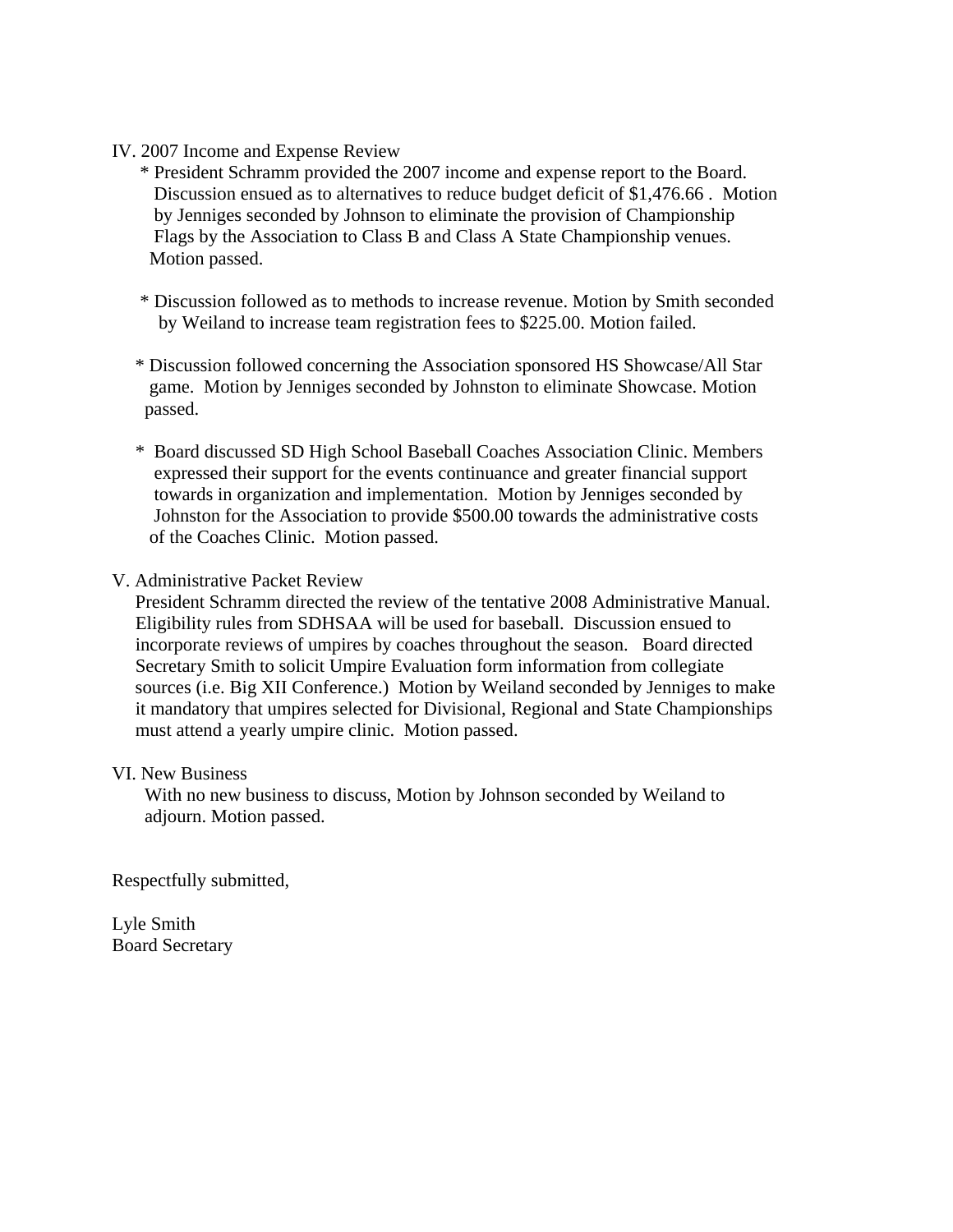IV. 2007 Income and Expense Review

* President Schramm provided the 2007 income and expense report to the Board. Discussion ensued as to alternatives to reduce budget deficit of $1,476.66 . Motion by Jenniges seconded by Johnson to eliminate the provision of Championship Flags by the Association to Class B and Class A State Championship venues. Motion passed.

* Discussion followed as to methods to increase revenue. Motion by Smith seconded by Weiland to increase team registration fees to $225.00. Motion failed.

* Discussion followed concerning the Association sponsored HS Showcase/All Star game. Motion by Jenniges seconded by Johnston to eliminate Showcase. Motion passed.

* Board discussed SD High School Baseball Coaches Association Clinic. Members expressed their support for the events continuance and greater financial support towards in organization and implementation. Motion by Jenniges seconded by Johnston for the Association to provide $500.00 towards the administrative costs of the Coaches Clinic. Motion passed.

V. Administrative Packet Review

President Schramm directed the review of the tentative 2008 Administrative Manual. Eligibility rules from SDHSAA will be used for baseball. Discussion ensued to incorporate reviews of umpires by coaches throughout the season. Board directed Secretary Smith to solicit Umpire Evaluation form information from collegiate sources (i.e. Big XII Conference.) Motion by Weiland seconded by Jenniges to make it mandatory that umpires selected for Divisional, Regional and State Championships must attend a yearly umpire clinic. Motion passed.

VI. New Business

With no new business to discuss, Motion by Johnson seconded by Weiland to adjourn. Motion passed.

Respectfully submitted,

Lyle Smith
Board Secretary